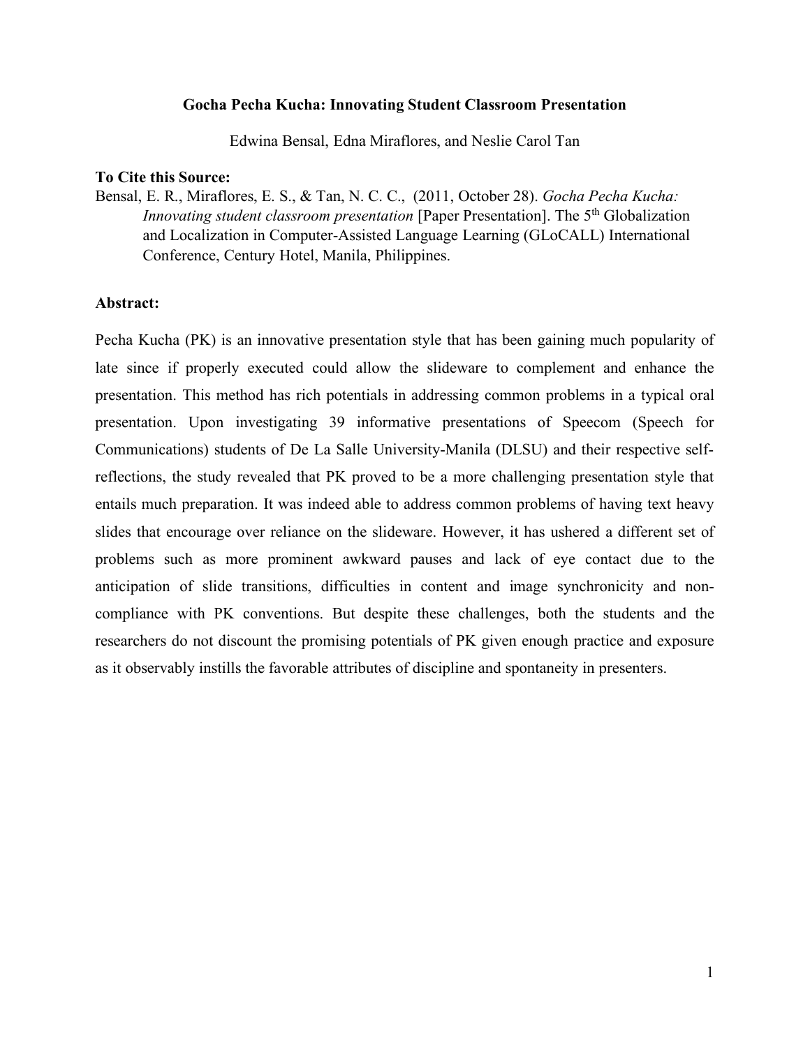# Gocha Pecha Kucha: Innovating Student Classroom Presentation

Edwina Bensal, Edna Miraflores, and Neslie Carol Tan

**To Cite this Source:**

Bensal, E. R., Miraflores, E. S., & Tan, N. C. C., (2011, October 28). *Gocha Pecha Kucha: Innovating student classroom presentation* [Paper Presentation]. The 5th Globalization and Localization in Computer-Assisted Language Learning (GLoCALL) International Conference, Century Hotel, Manila, Philippines.

**Abstract:**

Pecha Kucha (PK) is an innovative presentation style that has been gaining much popularity of late since if properly executed could allow the slideware to complement and enhance the presentation. This method has rich potentials in addressing common problems in a typical oral presentation. Upon investigating 39 informative presentations of Speecom (Speech for Communications) students of De La Salle University-Manila (DLSU) and their respective self-reflections, the study revealed that PK proved to be a more challenging presentation style that entails much preparation. It was indeed able to address common problems of having text heavy slides that encourage over reliance on the slideware. However, it has ushered a different set of problems such as more prominent awkward pauses and lack of eye contact due to the anticipation of slide transitions, difficulties in content and image synchronicity and non-compliance with PK conventions. But despite these challenges, both the students and the researchers do not discount the promising potentials of PK given enough practice and exposure as it observably instills the favorable attributes of discipline and spontaneity in presenters.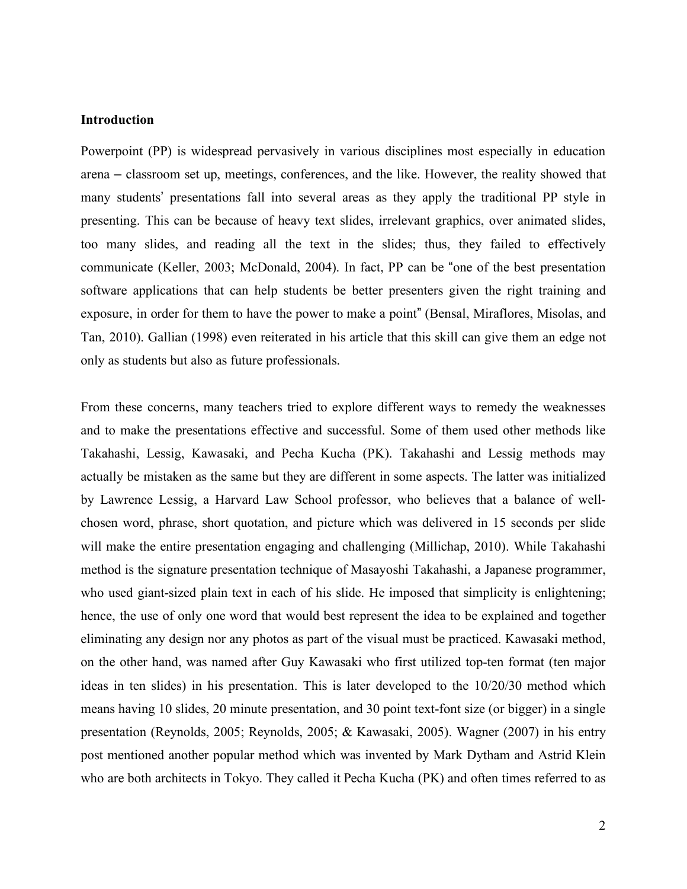## Introduction

Powerpoint (PP) is widespread pervasively in various disciplines most especially in education arena – classroom set up, meetings, conferences, and the like. However, the reality showed that many students' presentations fall into several areas as they apply the traditional PP style in presenting. This can be because of heavy text slides, irrelevant graphics, over animated slides, too many slides, and reading all the text in the slides; thus, they failed to effectively communicate (Keller, 2003; McDonald, 2004). In fact, PP can be "one of the best presentation software applications that can help students be better presenters given the right training and exposure, in order for them to have the power to make a point" (Bensal, Miraflores, Misolas, and Tan, 2010). Gallian (1998) even reiterated in his article that this skill can give them an edge not only as students but also as future professionals.

From these concerns, many teachers tried to explore different ways to remedy the weaknesses and to make the presentations effective and successful. Some of them used other methods like Takahashi, Lessig, Kawasaki, and Pecha Kucha (PK). Takahashi and Lessig methods may actually be mistaken as the same but they are different in some aspects. The latter was initialized by Lawrence Lessig, a Harvard Law School professor, who believes that a balance of well-chosen word, phrase, short quotation, and picture which was delivered in 15 seconds per slide will make the entire presentation engaging and challenging (Millichap, 2010). While Takahashi method is the signature presentation technique of Masayoshi Takahashi, a Japanese programmer, who used giant-sized plain text in each of his slide. He imposed that simplicity is enlightening; hence, the use of only one word that would best represent the idea to be explained and together eliminating any design nor any photos as part of the visual must be practiced. Kawasaki method, on the other hand, was named after Guy Kawasaki who first utilized top-ten format (ten major ideas in ten slides) in his presentation. This is later developed to the 10/20/30 method which means having 10 slides, 20 minute presentation, and 30 point text-font size (or bigger) in a single presentation (Reynolds, 2005; Reynolds, 2005; & Kawasaki, 2005). Wagner (2007) in his entry post mentioned another popular method which was invented by Mark Dytham and Astrid Klein who are both architects in Tokyo. They called it Pecha Kucha (PK) and often times referred to as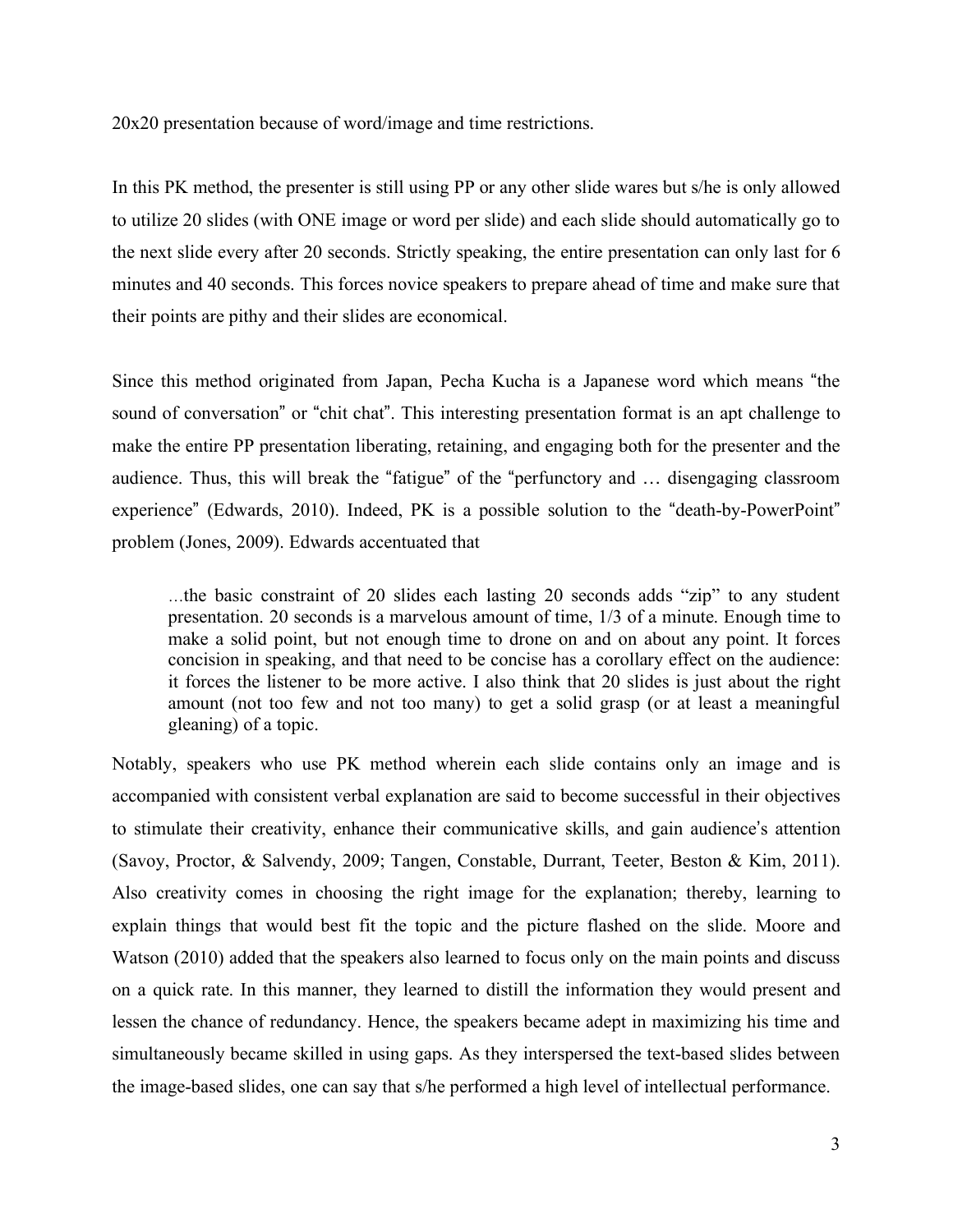20x20 presentation because of word/image and time restrictions.

In this PK method, the presenter is still using PP or any other slide wares but s/he is only allowed to utilize 20 slides (with ONE image or word per slide) and each slide should automatically go to the next slide every after 20 seconds. Strictly speaking, the entire presentation can only last for 6 minutes and 40 seconds. This forces novice speakers to prepare ahead of time and make sure that their points are pithy and their slides are economical.

Since this method originated from Japan, Pecha Kucha is a Japanese word which means "the sound of conversation" or "chit chat". This interesting presentation format is an apt challenge to make the entire PP presentation liberating, retaining, and engaging both for the presenter and the audience. Thus, this will break the "fatigue" of the "perfunctory and … disengaging classroom experience" (Edwards, 2010). Indeed, PK is a possible solution to the "death-by-PowerPoint" problem (Jones, 2009). Edwards accentuated that

> …the basic constraint of 20 slides each lasting 20 seconds adds "zip" to any student presentation. 20 seconds is a marvelous amount of time, 1/3 of a minute. Enough time to make a solid point, but not enough time to drone on and on about any point. It forces concision in speaking, and that need to be concise has a corollary effect on the audience: it forces the listener to be more active. I also think that 20 slides is just about the right amount (not too few and not too many) to get a solid grasp (or at least a meaningful gleaning) of a topic.

Notably, speakers who use PK method wherein each slide contains only an image and is accompanied with consistent verbal explanation are said to become successful in their objectives to stimulate their creativity, enhance their communicative skills, and gain audience's attention (Savoy, Proctor, & Salvendy, 2009; Tangen, Constable, Durrant, Teeter, Beston & Kim, 2011). Also creativity comes in choosing the right image for the explanation; thereby, learning to explain things that would best fit the topic and the picture flashed on the slide. Moore and Watson (2010) added that the speakers also learned to focus only on the main points and discuss on a quick rate. In this manner, they learned to distill the information they would present and lessen the chance of redundancy. Hence, the speakers became adept in maximizing his time and simultaneously became skilled in using gaps. As they interspersed the text-based slides between the image-based slides, one can say that s/he performed a high level of intellectual performance.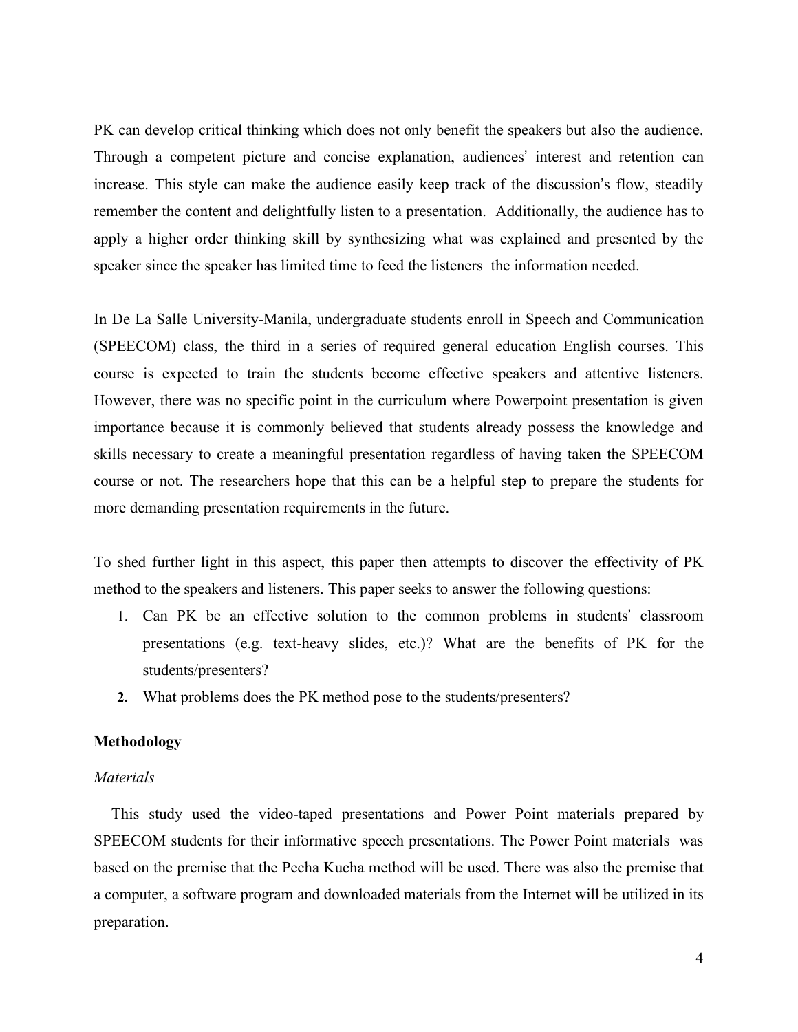PK can develop critical thinking which does not only benefit the speakers but also the audience. Through a competent picture and concise explanation, audiences' interest and retention can increase. This style can make the audience easily keep track of the discussion's flow, steadily remember the content and delightfully listen to a presentation. Additionally, the audience has to apply a higher order thinking skill by synthesizing what was explained and presented by the speaker since the speaker has limited time to feed the listeners the information needed.

In De La Salle University-Manila, undergraduate students enroll in Speech and Communication (SPEECOM) class, the third in a series of required general education English courses. This course is expected to train the students become effective speakers and attentive listeners. However, there was no specific point in the curriculum where Powerpoint presentation is given importance because it is commonly believed that students already possess the knowledge and skills necessary to create a meaningful presentation regardless of having taken the SPEECOM course or not. The researchers hope that this can be a helpful step to prepare the students for more demanding presentation requirements in the future.

To shed further light in this aspect, this paper then attempts to discover the effectivity of PK method to the speakers and listeners. This paper seeks to answer the following questions:

1. Can PK be an effective solution to the common problems in students' classroom presentations (e.g. text-heavy slides, etc.)? What are the benefits of PK for the students/presenters?
2. What problems does the PK method pose to the students/presenters?

## Methodology

### *Materials*

This study used the video-taped presentations and Power Point materials prepared by SPEECOM students for their informative speech presentations. The Power Point materials was based on the premise that the Pecha Kucha method will be used. There was also the premise that a computer, a software program and downloaded materials from the Internet will be utilized in its preparation.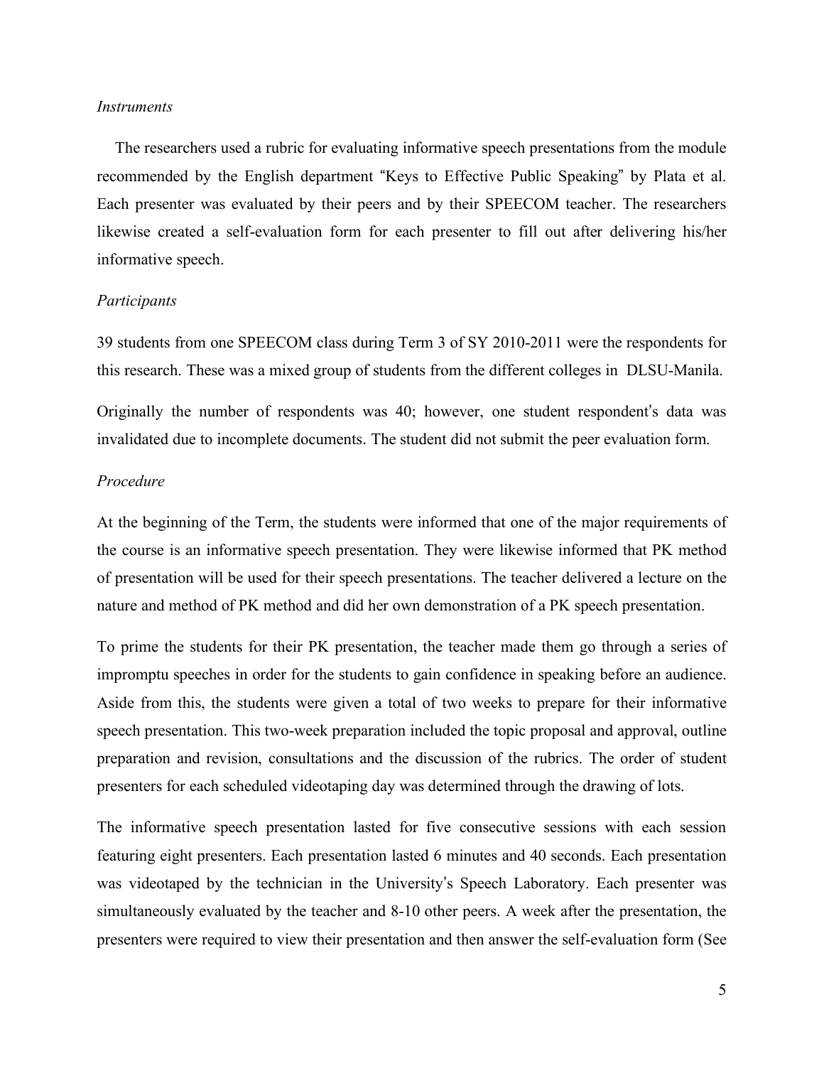*Instruments*

The researchers used a rubric for evaluating informative speech presentations from the module recommended by the English department "Keys to Effective Public Speaking" by Plata et al. Each presenter was evaluated by their peers and by their SPEECOM teacher. The researchers likewise created a self-evaluation form for each presenter to fill out after delivering his/her informative speech.

*Participants*

39 students from one SPEECOM class during Term 3 of SY 2010-2011 were the respondents for this research. These was a mixed group of students from the different colleges in DLSU-Manila.

Originally the number of respondents was 40; however, one student respondent's data was invalidated due to incomplete documents. The student did not submit the peer evaluation form.

*Procedure*

At the beginning of the Term, the students were informed that one of the major requirements of the course is an informative speech presentation. They were likewise informed that PK method of presentation will be used for their speech presentations. The teacher delivered a lecture on the nature and method of PK method and did her own demonstration of a PK speech presentation.

To prime the students for their PK presentation, the teacher made them go through a series of impromptu speeches in order for the students to gain confidence in speaking before an audience. Aside from this, the students were given a total of two weeks to prepare for their informative speech presentation. This two-week preparation included the topic proposal and approval, outline preparation and revision, consultations and the discussion of the rubrics. The order of student presenters for each scheduled videotaping day was determined through the drawing of lots.

The informative speech presentation lasted for five consecutive sessions with each session featuring eight presenters. Each presentation lasted 6 minutes and 40 seconds. Each presentation was videotaped by the technician in the University's Speech Laboratory. Each presenter was simultaneously evaluated by the teacher and 8-10 other peers. A week after the presentation, the presenters were required to view their presentation and then answer the self-evaluation form (See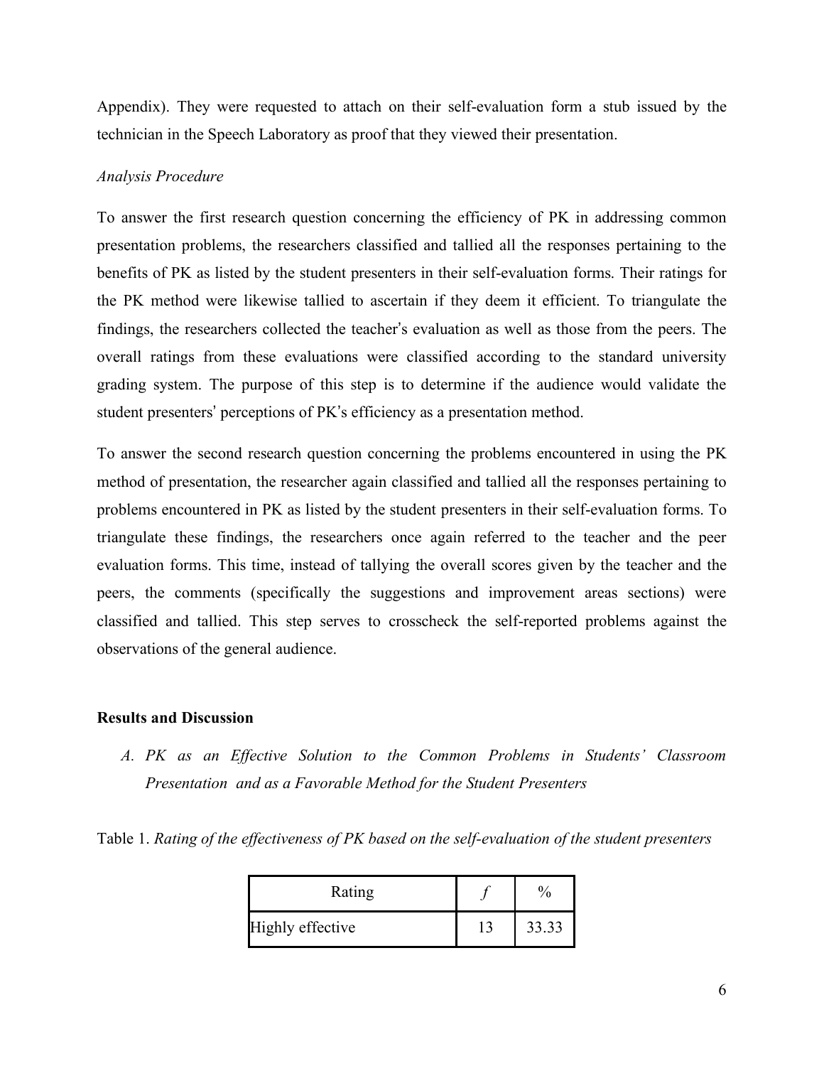Appendix). They were requested to attach on their self-evaluation form a stub issued by the technician in the Speech Laboratory as proof that they viewed their presentation.

*Analysis Procedure*

To answer the first research question concerning the efficiency of PK in addressing common presentation problems, the researchers classified and tallied all the responses pertaining to the benefits of PK as listed by the student presenters in their self-evaluation forms. Their ratings for the PK method were likewise tallied to ascertain if they deem it efficient. To triangulate the findings, the researchers collected the teacher's evaluation as well as those from the peers. The overall ratings from these evaluations were classified according to the standard university grading system. The purpose of this step is to determine if the audience would validate the student presenters' perceptions of PK's efficiency as a presentation method.

To answer the second research question concerning the problems encountered in using the PK method of presentation, the researcher again classified and tallied all the responses pertaining to problems encountered in PK as listed by the student presenters in their self-evaluation forms. To triangulate these findings, the researchers once again referred to the teacher and the peer evaluation forms. This time, instead of tallying the overall scores given by the teacher and the peers, the comments (specifically the suggestions and improvement areas sections) were classified and tallied. This step serves to crosscheck the self-reported problems against the observations of the general audience.

## Results and Discussion

*A. PK as an Effective Solution to the Common Problems in Students' Classroom Presentation and as a Favorable Method for the Student Presenters*

Table 1. *Rating of the effectiveness of PK based on the self-evaluation of the student presenters*

| Rating | *f* | % |
|---|---|---|
| Highly effective | 13 | 33.33 |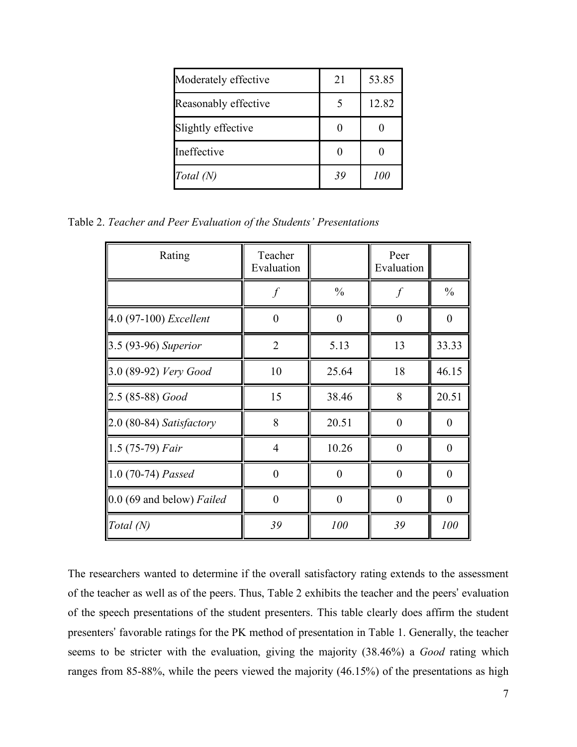| Moderately effective | 21 | 53.85 |
|---|---|---|
| Reasonably effective | 5 | 12.82 |
| Slightly effective | 0 | 0 |
| Ineffective | 0 | 0 |
| *Total (N)* | *39* | *100* |

Table 2. *Teacher and Peer Evaluation of the Students' Presentations*

| Rating | Teacher Evaluation | | Peer Evaluation | |
|---|---|---|---|---|
| | *f* | % | *f* | % |
| 4.0 (97-100) *Excellent* | 0 | 0 | 0 | 0 |
| 3.5 (93-96) *Superior* | 2 | 5.13 | 13 | 33.33 |
| 3.0 (89-92) *Very Good* | 10 | 25.64 | 18 | 46.15 |
| 2.5 (85-88) *Good* | 15 | 38.46 | 8 | 20.51 |
| 2.0 (80-84) *Satisfactory* | 8 | 20.51 | 0 | 0 |
| 1.5 (75-79) *Fair* | 4 | 10.26 | 0 | 0 |
| 1.0 (70-74) *Passed* | 0 | 0 | 0 | 0 |
| 0.0 (69 and below) *Failed* | 0 | 0 | 0 | 0 |
| *Total (N)* | *39* | *100* | *39* | *100* |

The researchers wanted to determine if the overall satisfactory rating extends to the assessment of the teacher as well as of the peers. Thus, Table 2 exhibits the teacher and the peers' evaluation of the speech presentations of the student presenters. This table clearly does affirm the student presenters' favorable ratings for the PK method of presentation in Table 1. Generally, the teacher seems to be stricter with the evaluation, giving the majority (38.46%) a *Good* rating which ranges from 85-88%, while the peers viewed the majority (46.15%) of the presentations as high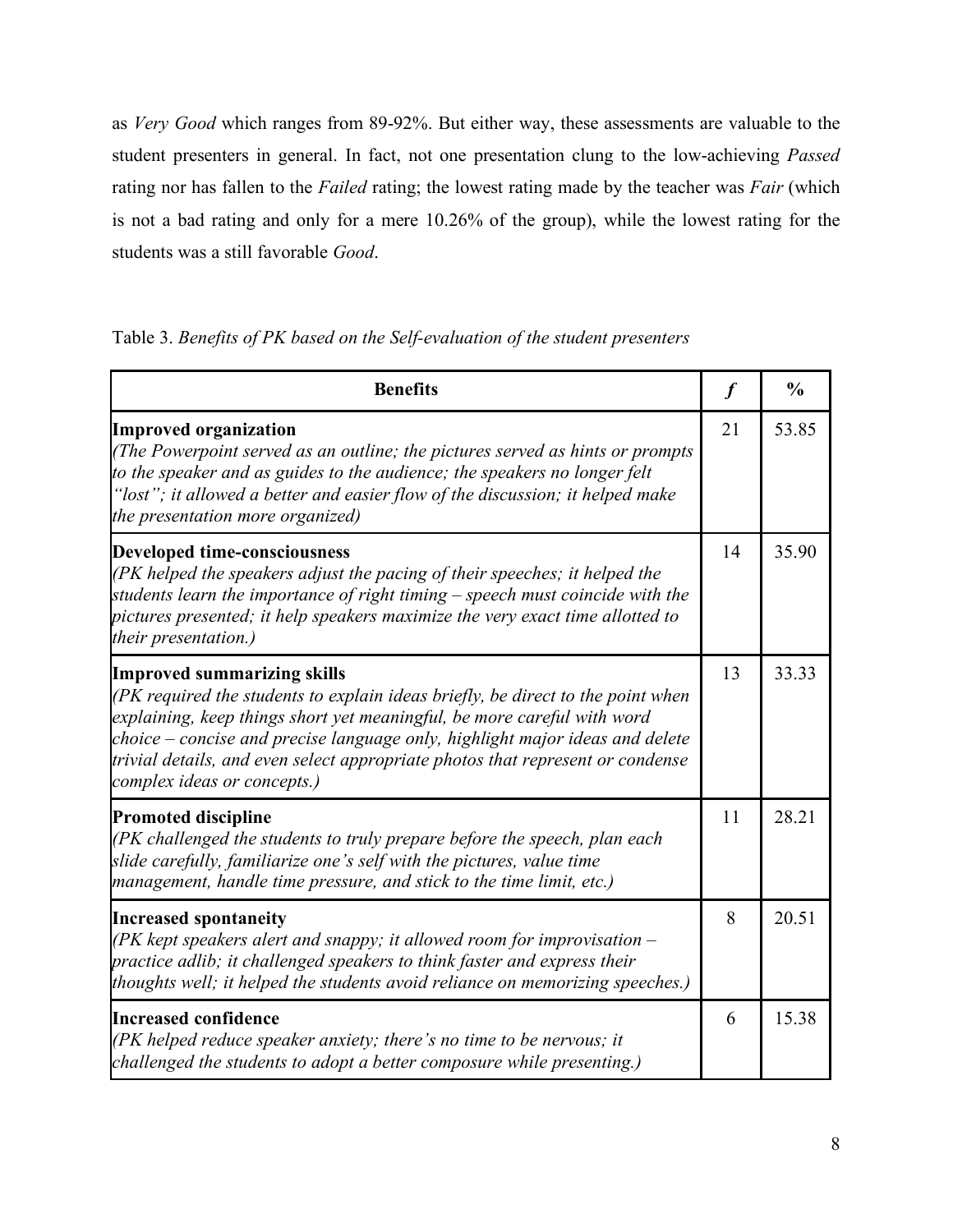as *Very Good* which ranges from 89-92%. But either way, these assessments are valuable to the student presenters in general. In fact, not one presentation clung to the low-achieving *Passed* rating nor has fallen to the *Failed* rating; the lowest rating made by the teacher was *Fair* (which is not a bad rating and only for a mere 10.26% of the group), while the lowest rating for the students was a still favorable *Good*.

Table 3. *Benefits of PK based on the Self-evaluation of the student presenters*

| Benefits | *f* | % |
|---|---|---|
| **Improved organization**<br>*(The Powerpoint served as an outline; the pictures served as hints or prompts to the speaker and as guides to the audience; the speakers no longer felt "lost"; it allowed a better and easier flow of the discussion; it helped make the presentation more organized)* | 21 | 53.85 |
| **Developed time-consciousness**<br>*(PK helped the speakers adjust the pacing of their speeches; it helped the students learn the importance of right timing – speech must coincide with the pictures presented; it help speakers maximize the very exact time allotted to their presentation.)* | 14 | 35.90 |
| **Improved summarizing skills**<br>*(PK required the students to explain ideas briefly, be direct to the point when explaining, keep things short yet meaningful, be more careful with word choice – concise and precise language only, highlight major ideas and delete trivial details, and even select appropriate photos that represent or condense complex ideas or concepts.)* | 13 | 33.33 |
| **Promoted discipline**<br>*(PK challenged the students to truly prepare before the speech, plan each slide carefully, familiarize one's self with the pictures, value time management, handle time pressure, and stick to the time limit, etc.)* | 11 | 28.21 |
| **Increased spontaneity**<br>*(PK kept speakers alert and snappy; it allowed room for improvisation – practice adlib; it challenged speakers to think faster and express their thoughts well; it helped the students avoid reliance on memorizing speeches.)* | 8 | 20.51 |
| **Increased confidence**<br>*(PK helped reduce speaker anxiety; there's no time to be nervous; it challenged the students to adopt a better composure while presenting.)* | 6 | 15.38 |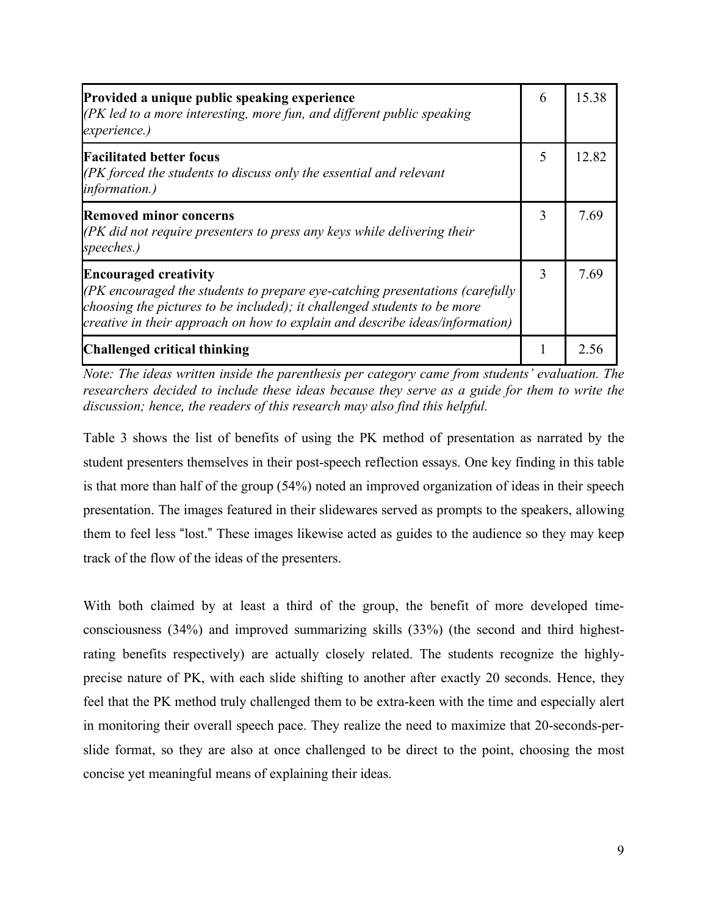| | | |
|---|---|---|
| **Provided a unique public speaking experience**<br>*(PK led to a more interesting, more fun, and different public speaking experience.)* | 6 | 15.38 |
| **Facilitated better focus**<br>*(PK forced the students to discuss only the essential and relevant information.)* | 5 | 12.82 |
| **Removed minor concerns**<br>*(PK did not require presenters to press any keys while delivering their speeches.)* | 3 | 7.69 |
| **Encouraged creativity**<br>*(PK encouraged the students to prepare eye-catching presentations (carefully choosing the pictures to be included); it challenged students to be more creative in their approach on how to explain and describe ideas/information)* | 3 | 7.69 |
| **Challenged critical thinking** | 1 | 2.56 |

*Note: The ideas written inside the parenthesis per category came from students' evaluation. The researchers decided to include these ideas because they serve as a guide for them to write the discussion; hence, the readers of this research may also find this helpful.*

Table 3 shows the list of benefits of using the PK method of presentation as narrated by the student presenters themselves in their post-speech reflection essays. One key finding in this table is that more than half of the group (54%) noted an improved organization of ideas in their speech presentation. The images featured in their slidewares served as prompts to the speakers, allowing them to feel less "lost." These images likewise acted as guides to the audience so they may keep track of the flow of the ideas of the presenters.

With both claimed by at least a third of the group, the benefit of more developed time-consciousness (34%) and improved summarizing skills (33%) (the second and third highest-rating benefits respectively) are actually closely related. The students recognize the highly-precise nature of PK, with each slide shifting to another after exactly 20 seconds. Hence, they feel that the PK method truly challenged them to be extra-keen with the time and especially alert in monitoring their overall speech pace. They realize the need to maximize that 20-seconds-per-slide format, so they are also at once challenged to be direct to the point, choosing the most concise yet meaningful means of explaining their ideas.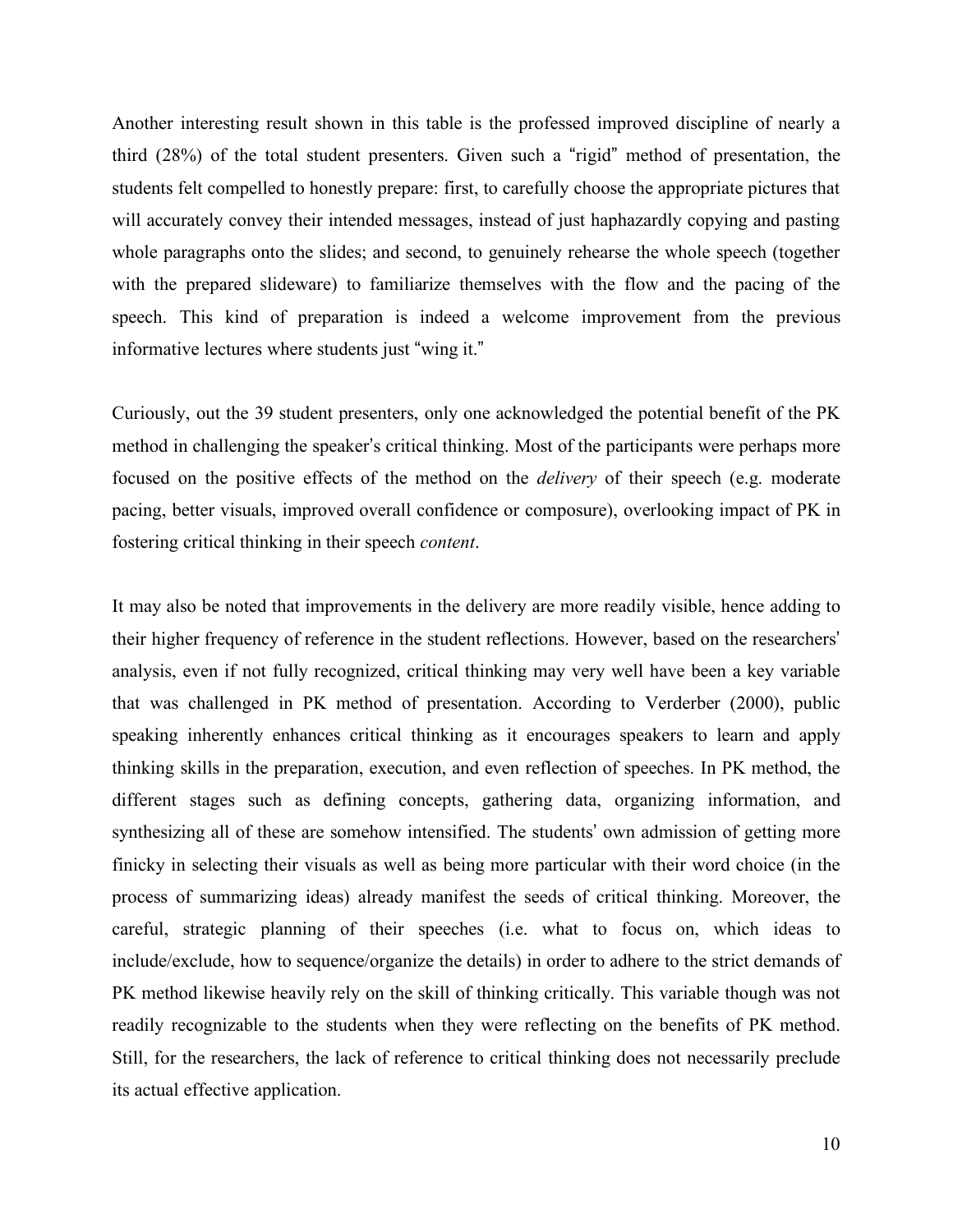Another interesting result shown in this table is the professed improved discipline of nearly a third (28%) of the total student presenters. Given such a "rigid" method of presentation, the students felt compelled to honestly prepare: first, to carefully choose the appropriate pictures that will accurately convey their intended messages, instead of just haphazardly copying and pasting whole paragraphs onto the slides; and second, to genuinely rehearse the whole speech (together with the prepared slideware) to familiarize themselves with the flow and the pacing of the speech. This kind of preparation is indeed a welcome improvement from the previous informative lectures where students just "wing it."

Curiously, out the 39 student presenters, only one acknowledged the potential benefit of the PK method in challenging the speaker's critical thinking. Most of the participants were perhaps more focused on the positive effects of the method on the *delivery* of their speech (e.g. moderate pacing, better visuals, improved overall confidence or composure), overlooking impact of PK in fostering critical thinking in their speech *content*.

It may also be noted that improvements in the delivery are more readily visible, hence adding to their higher frequency of reference in the student reflections. However, based on the researchers' analysis, even if not fully recognized, critical thinking may very well have been a key variable that was challenged in PK method of presentation. According to Verderber (2000), public speaking inherently enhances critical thinking as it encourages speakers to learn and apply thinking skills in the preparation, execution, and even reflection of speeches. In PK method, the different stages such as defining concepts, gathering data, organizing information, and synthesizing all of these are somehow intensified. The students' own admission of getting more finicky in selecting their visuals as well as being more particular with their word choice (in the process of summarizing ideas) already manifest the seeds of critical thinking. Moreover, the careful, strategic planning of their speeches (i.e. what to focus on, which ideas to include/exclude, how to sequence/organize the details) in order to adhere to the strict demands of PK method likewise heavily rely on the skill of thinking critically. This variable though was not readily recognizable to the students when they were reflecting on the benefits of PK method. Still, for the researchers, the lack of reference to critical thinking does not necessarily preclude its actual effective application.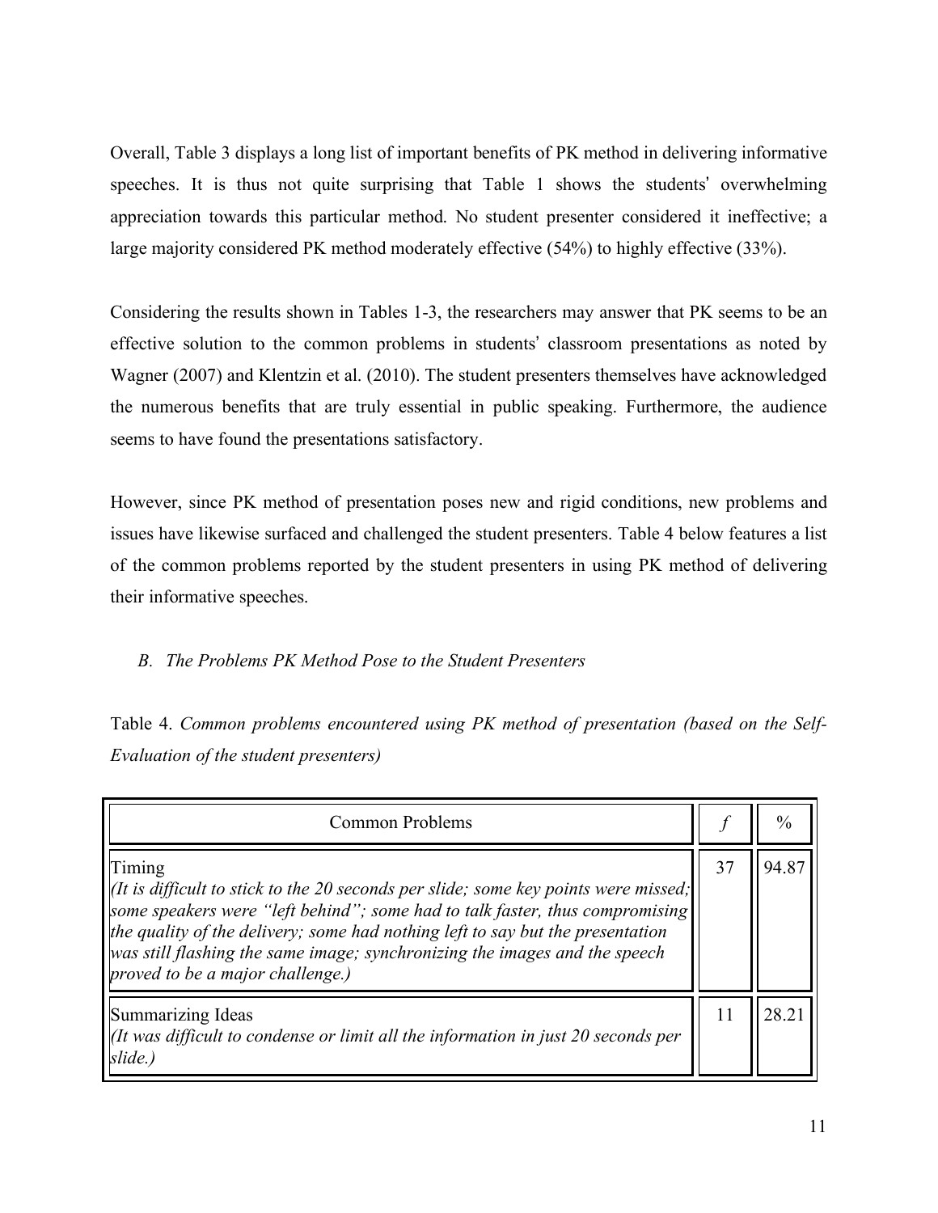Overall, Table 3 displays a long list of important benefits of PK method in delivering informative speeches. It is thus not quite surprising that Table 1 shows the students' overwhelming appreciation towards this particular method. No student presenter considered it ineffective; a large majority considered PK method moderately effective (54%) to highly effective (33%).

Considering the results shown in Tables 1-3, the researchers may answer that PK seems to be an effective solution to the common problems in students' classroom presentations as noted by Wagner (2007) and Klentzin et al. (2010). The student presenters themselves have acknowledged the numerous benefits that are truly essential in public speaking. Furthermore, the audience seems to have found the presentations satisfactory.

However, since PK method of presentation poses new and rigid conditions, new problems and issues have likewise surfaced and challenged the student presenters. Table 4 below features a list of the common problems reported by the student presenters in using PK method of delivering their informative speeches.

### *B. The Problems PK Method Pose to the Student Presenters*

Table 4. *Common problems encountered using PK method of presentation (based on the Self-Evaluation of the student presenters)*

| Common Problems | *f* | % |
|---|---|---|
| Timing<br>*(It is difficult to stick to the 20 seconds per slide; some key points were missed; some speakers were "left behind"; some had to talk faster, thus compromising the quality of the delivery; some had nothing left to say but the presentation was still flashing the same image; synchronizing the images and the speech proved to be a major challenge.)* | 37 | 94.87 |
| Summarizing Ideas<br>*(It was difficult to condense or limit all the information in just 20 seconds per slide.)* | 11 | 28.21 |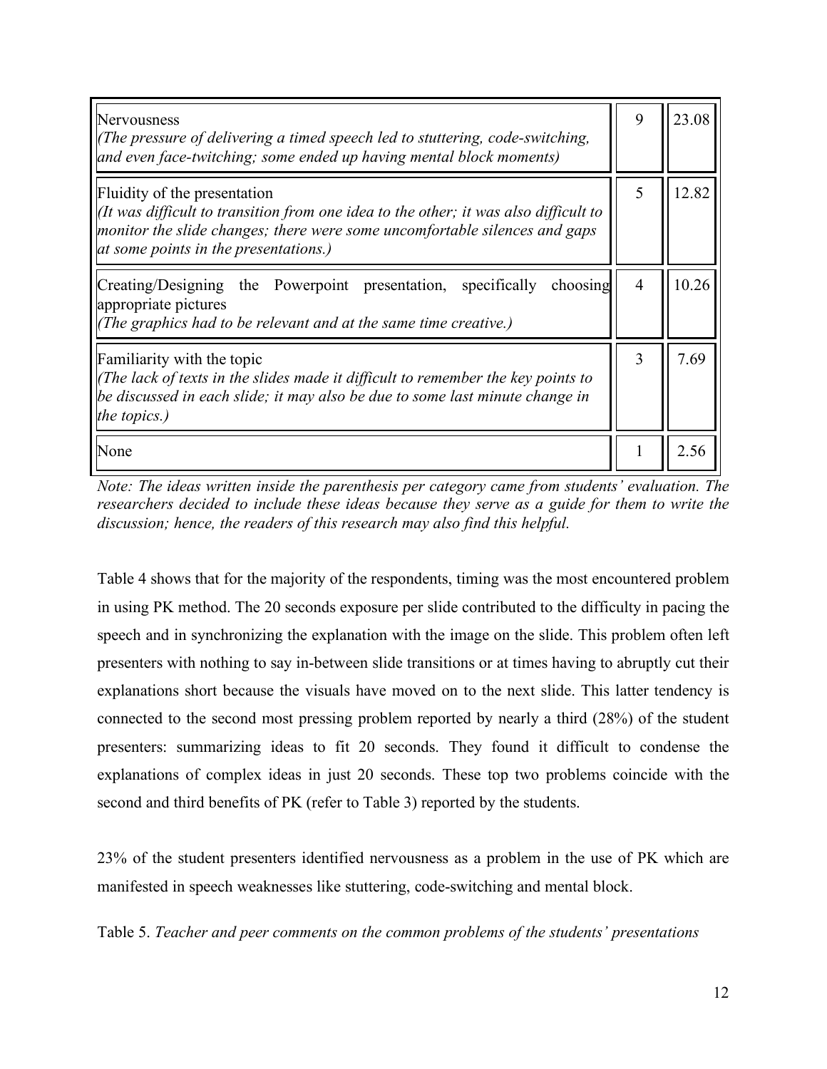| | | |
|---|---|---|
| Nervousness<br>*(The pressure of delivering a timed speech led to stuttering, code-switching, and even face-twitching; some ended up having mental block moments)* | 9 | 23.08 |
| Fluidity of the presentation<br>*(It was difficult to transition from one idea to the other; it was also difficult to monitor the slide changes; there were some uncomfortable silences and gaps at some points in the presentations.)* | 5 | 12.82 |
| Creating/Designing the Powerpoint presentation, specifically choosing appropriate pictures<br>*(The graphics had to be relevant and at the same time creative.)* | 4 | 10.26 |
| Familiarity with the topic<br>*(The lack of texts in the slides made it difficult to remember the key points to be discussed in each slide; it may also be due to some last minute change in the topics.)* | 3 | 7.69 |
| None | 1 | 2.56 |

*Note: The ideas written inside the parenthesis per category came from students' evaluation. The researchers decided to include these ideas because they serve as a guide for them to write the discussion; hence, the readers of this research may also find this helpful.*

Table 4 shows that for the majority of the respondents, timing was the most encountered problem in using PK method. The 20 seconds exposure per slide contributed to the difficulty in pacing the speech and in synchronizing the explanation with the image on the slide. This problem often left presenters with nothing to say in-between slide transitions or at times having to abruptly cut their explanations short because the visuals have moved on to the next slide. This latter tendency is connected to the second most pressing problem reported by nearly a third (28%) of the student presenters: summarizing ideas to fit 20 seconds. They found it difficult to condense the explanations of complex ideas in just 20 seconds. These top two problems coincide with the second and third benefits of PK (refer to Table 3) reported by the students.

23% of the student presenters identified nervousness as a problem in the use of PK which are manifested in speech weaknesses like stuttering, code-switching and mental block.

Table 5. *Teacher and peer comments on the common problems of the students' presentations*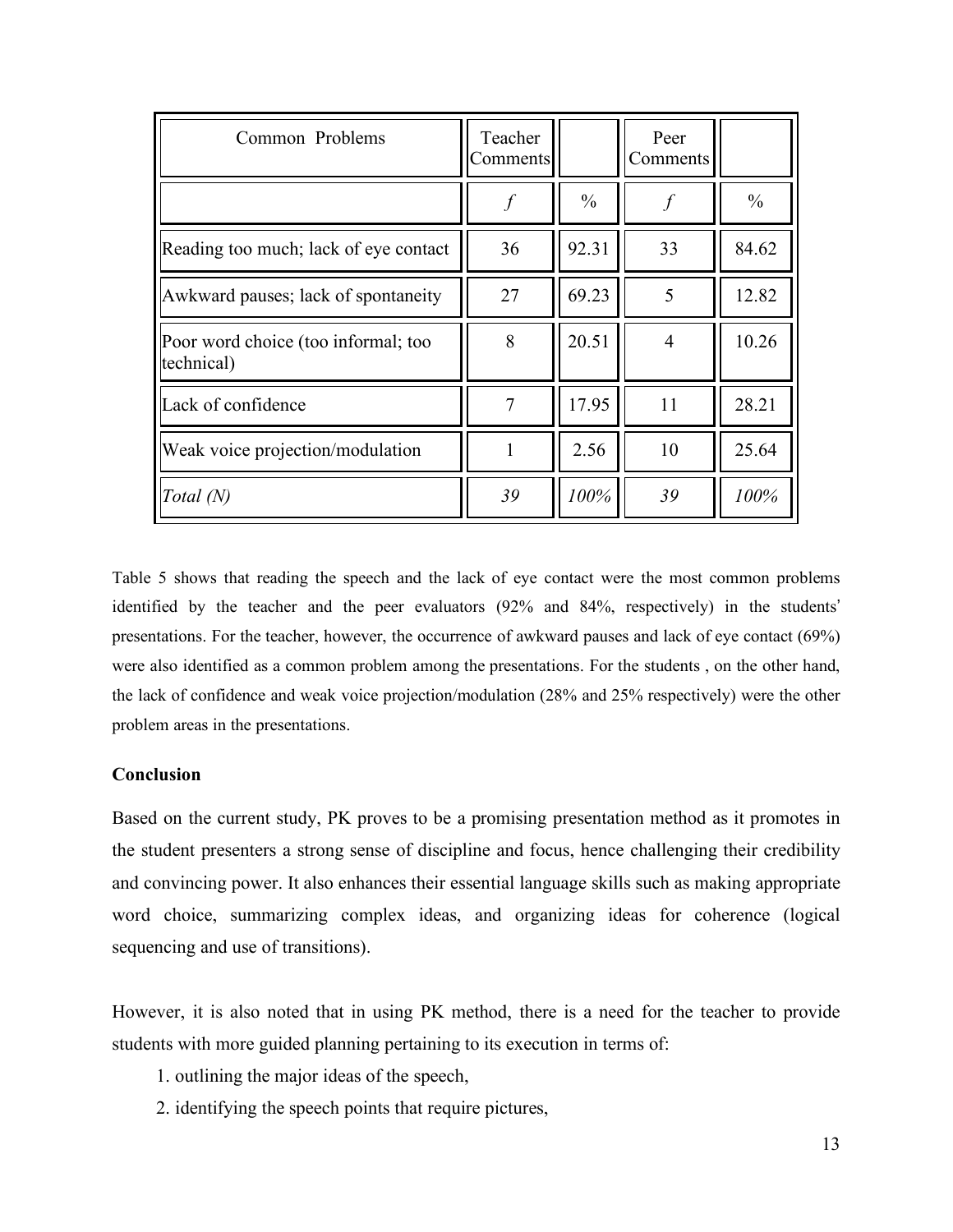| Common Problems | Teacher Comments | | Peer Comments | |
|---|---|---|---|---|
| | *f* | % | *f* | % |
| Reading too much; lack of eye contact | 36 | 92.31 | 33 | 84.62 |
| Awkward pauses; lack of spontaneity | 27 | 69.23 | 5 | 12.82 |
| Poor word choice (too informal; too technical) | 8 | 20.51 | 4 | 10.26 |
| Lack of confidence | 7 | 17.95 | 11 | 28.21 |
| Weak voice projection/modulation | 1 | 2.56 | 10 | 25.64 |
| *Total (N)* | *39* | *100%* | *39* | *100%* |

Table 5 shows that reading the speech and the lack of eye contact were the most common problems identified by the teacher and the peer evaluators (92% and 84%, respectively) in the students' presentations. For the teacher, however, the occurrence of awkward pauses and lack of eye contact (69%) were also identified as a common problem among the presentations. For the students , on the other hand, the lack of confidence and weak voice projection/modulation (28% and 25% respectively) were the other problem areas in the presentations.

**Conclusion**

Based on the current study, PK proves to be a promising presentation method as it promotes in the student presenters a strong sense of discipline and focus, hence challenging their credibility and convincing power. It also enhances their essential language skills such as making appropriate word choice, summarizing complex ideas, and organizing ideas for coherence (logical sequencing and use of transitions).

However, it is also noted that in using PK method, there is a need for the teacher to provide students with more guided planning pertaining to its execution in terms of:

1. outlining the major ideas of the speech,
2. identifying the speech points that require pictures,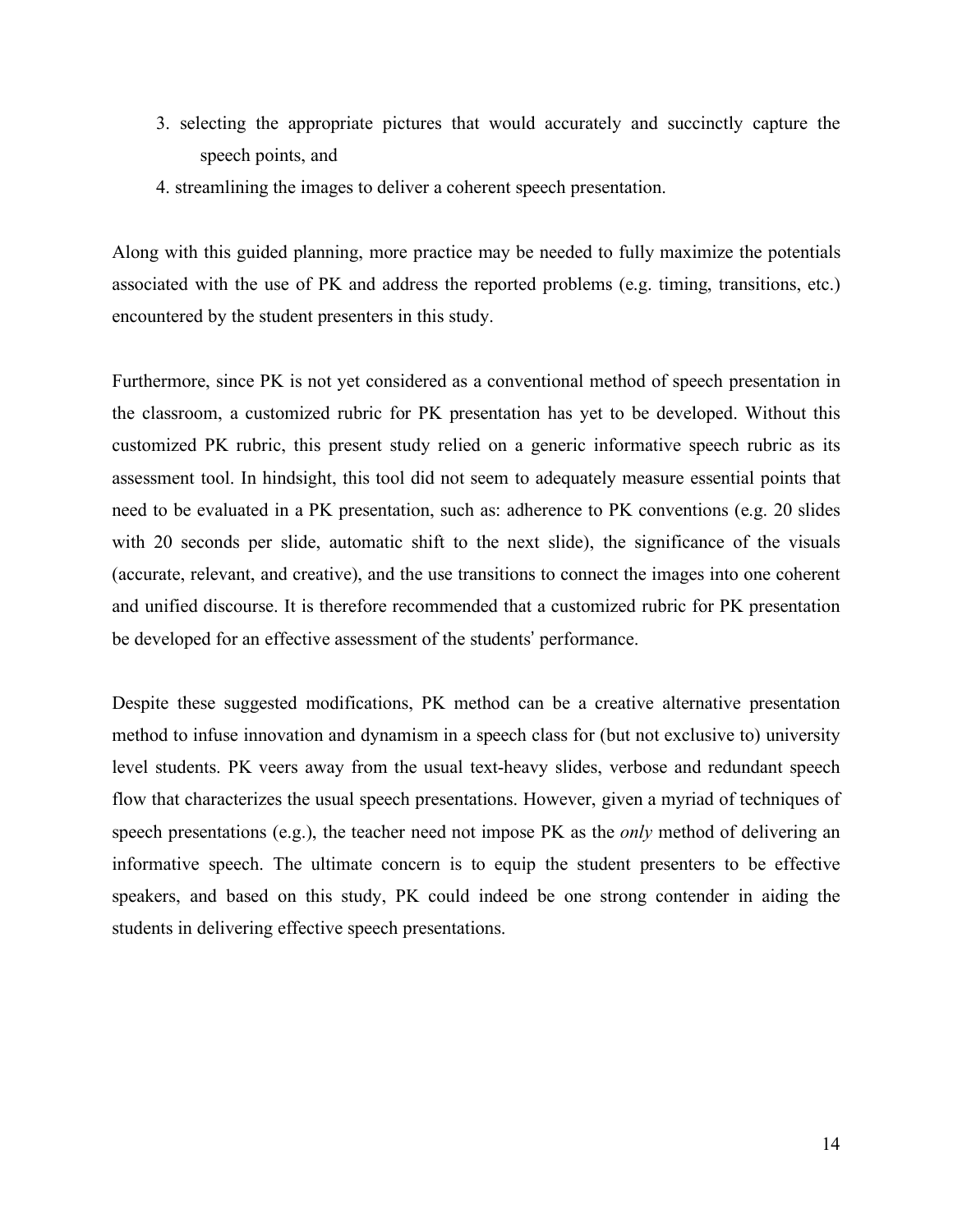3. selecting the appropriate pictures that would accurately and succinctly capture the speech points, and
4. streamlining the images to deliver a coherent speech presentation.

Along with this guided planning, more practice may be needed to fully maximize the potentials associated with the use of PK and address the reported problems (e.g. timing, transitions, etc.) encountered by the student presenters in this study.

Furthermore, since PK is not yet considered as a conventional method of speech presentation in the classroom, a customized rubric for PK presentation has yet to be developed. Without this customized PK rubric, this present study relied on a generic informative speech rubric as its assessment tool. In hindsight, this tool did not seem to adequately measure essential points that need to be evaluated in a PK presentation, such as: adherence to PK conventions (e.g. 20 slides with 20 seconds per slide, automatic shift to the next slide), the significance of the visuals (accurate, relevant, and creative), and the use transitions to connect the images into one coherent and unified discourse. It is therefore recommended that a customized rubric for PK presentation be developed for an effective assessment of the students' performance.

Despite these suggested modifications, PK method can be a creative alternative presentation method to infuse innovation and dynamism in a speech class for (but not exclusive to) university level students. PK veers away from the usual text-heavy slides, verbose and redundant speech flow that characterizes the usual speech presentations. However, given a myriad of techniques of speech presentations (e.g.), the teacher need not impose PK as the *only* method of delivering an informative speech. The ultimate concern is to equip the student presenters to be effective speakers, and based on this study, PK could indeed be one strong contender in aiding the students in delivering effective speech presentations.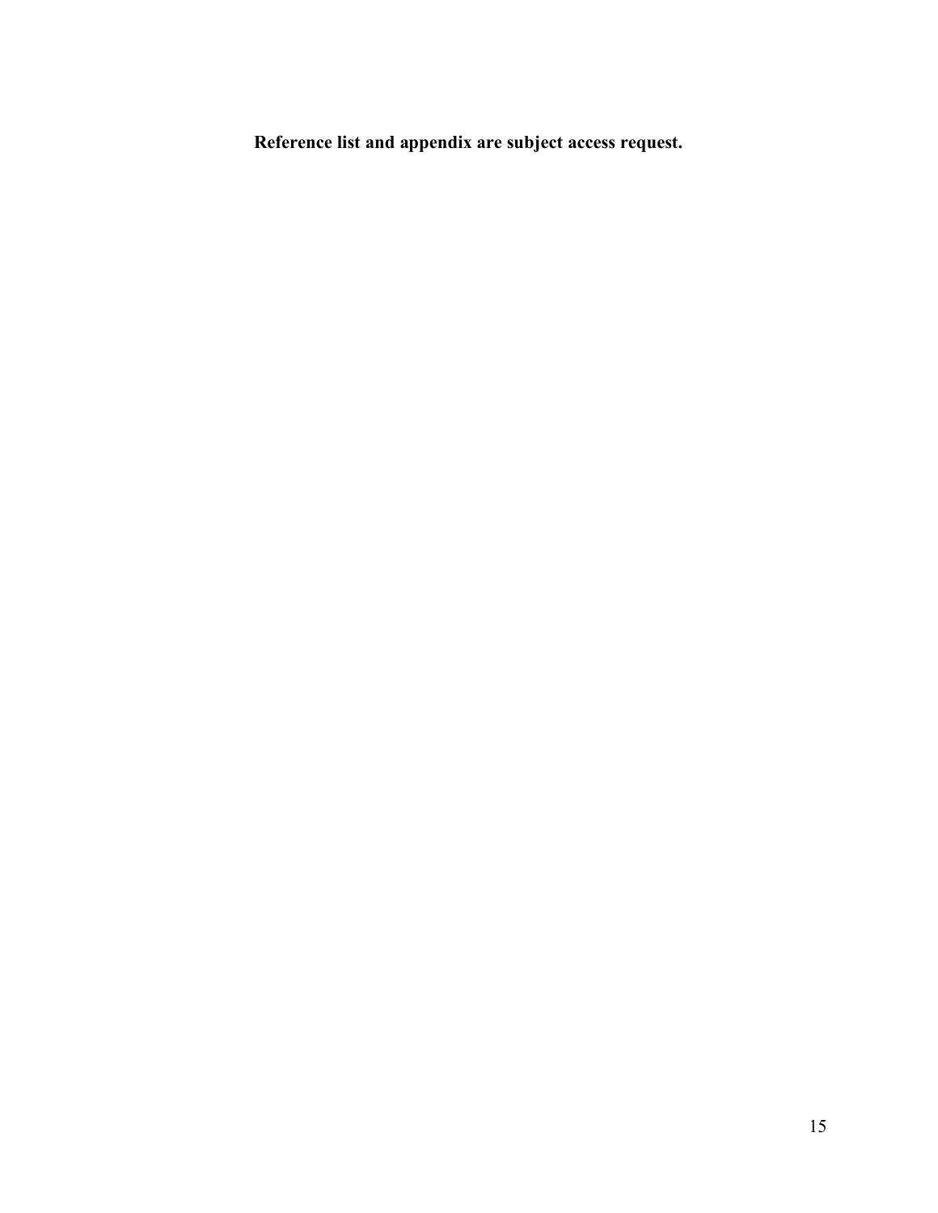**Reference list and appendix are subject access request.**